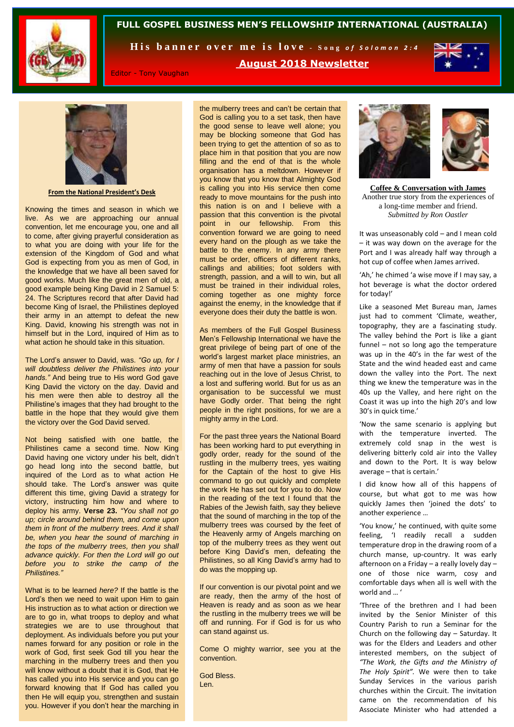# FULL GOSPEL BUSINESS MEN'S FELLOWSHIP INTERNATIONAL (AUSTRALIA)

**His banner over me is love** - *Song of Solomon 2:4*

**August 2018 Newsletter**

Editor - Tony Vaughan

## From the National President's Desk

Knowing the times and season in which we live. As we are approaching our annual convention, let me encourage you, one and all to come, after giving prayerful consideration as to what you are doing with your life for the extension of the Kingdom of God and what God is expecting from you as men of God, in the knowledge that we have all been saved for good works. Much like the great men of old, a good example being King David in 2 Samuel 5: 24. The Scriptures record that after David had become King of Israel, the Philistines deployed their army in an attempt to defeat the new King. David, knowing his strength was not in himself but in the Lord, inquired of Him as to what action he should take in this situation.

The Lord's answer to David, was. *"Go up, for I will doubtless deliver the Philistines into your hands."* And being true to His word God gave King David the victory on the day. David and his men were then able to destroy all the Philistine's images that they had brought to the battle in the hope that they would give them the victory over the God David served.

Not being satisfied with one battle, the Philistines came a second time. Now King David having one victory under his belt, didn't go head long into the second battle, but inquired of the Lord as to what action He should take. The Lord's answer was quite different this time, giving David a strategy for victory, instructing him how and where to deploy his army. **Verse 23.** *"You shall not go up; circle around behind them, and come upon them in front of the mulberry trees. And it shall be, when you hear the sound of marching in the tops of the mulberry trees, then you shall advance quickly. For then the Lord will go out before you to strike the camp of the Philistines."*

What is to be learned *here?* If the battle is the Lord's then we need to wait upon Him to gain His instruction as to what action or direction we are to go in, what troops to deploy and what strategies we are to use throughout that deployment. As individuals before you put your names forward for any position or role in the work of God, first seek God till you hear the marching in the mulberry trees and then you will know without a doubt that it is God, that He has called you into His service and you can go forward knowing that If God has called you then He will equip you, strengthen and sustain you. However if you don't hear the marching in the mulberry trees and can't be certain that God is calling you to a set task, then have the good sense to leave well alone; you may be blocking someone that God has been trying to get the attention of so as to place him in that position that you are now filling and the end of that is the whole organisation has a meltdown. However if you know that you know that Almighty God is calling you into His service then come ready to move mountains for the push into this nation is on and I believe with a passion that this convention is the pivotal point in our fellowship. From this convention forward we are going to need every hand on the plough as we take the battle to the enemy. In any army there must be order, officers of different ranks, callings and abilities; foot solders with strength, passion, and a will to win, but all must be trained in their individual roles, coming together as one mighty force against the enemy, in the knowledge that if everyone does their duty the battle is won.

As members of the Full Gospel Business Men's Fellowship International we have the great privilege of being part of one of the world's largest market place ministries, an army of men that have a passion for souls reaching out in the love of Jesus Christ, to a lost and suffering world. But for us as an organisation to be successful we must have Godly order. That being the right people in the right positions, for we are a mighty army in the Lord.

For the past three years the National Board has been working hard to put everything in godly order, ready for the sound of the rustling in the mulberry trees, yes waiting for the Captain of the host to give His command to go out quickly and complete the work He has set out for you to do. Now in the reading of the text I found that the Rabies of the Jewish faith, say they believe that the sound of marching in the top of the mulberry trees was coursed by the feet of the Heavenly army of Angels marching on top of the mulberry trees as they went out before King David's men, defeating the Philistines, so all King David's army had to do was the mopping up.

If our convention is our pivotal point and we are ready, then the army of the host of Heaven is ready and as soon as we hear the rustling in the mulberry trees we will be off and running. For if God is for us who can stand against us.

Come O mighty warrior, see you at the convention.

God Bless.
Len.

## Coffee & Conversation with James

Another true story from the experiences of a long-time member and friend.
*Submitted by Ron Oastler*

It was unseasonably cold – and I mean cold – it was way down on the average for the Port and I was already half way through a hot cup of coffee when James arrived.

'Ah,' he chimed 'a wise move if I may say, a hot beverage is what the doctor ordered for today!'

Like a seasoned Met Bureau man, James just had to comment 'Climate, weather, topography, they are a fascinating study. The valley behind the Port is like a giant funnel – not so long ago the temperature was up in the 40's in the far west of the State and the wind headed east and came down the valley into the Port. The next thing we knew the temperature was in the 40s up the Valley, and here right on the Coast it was up into the high 20's and low 30's in quick time.'

'Now the same scenario is applying but with the temperature inverted. The extremely cold snap in the west is delivering bitterly cold air into the Valley and down to the Port. It is way below average – that is certain.'

I did know how all of this happens of course, but what got to me was how quickly James then 'joined the dots' to another experience …

'You know,' he continued, with quite some feeling, 'I readily recall a sudden temperature drop in the drawing room of a church manse, up-country. It was early afternoon on a Friday – a really lovely day – one of those nice warm, cosy and comfortable days when all is well with the world and … '

'Three of the brethren and I had been invited by the Senior Minister of this Country Parish to run a Seminar for the Church on the following day – Saturday. It was for the Elders and Leaders and other interested members, on the subject of *"The Work, the Gifts and the Ministry of The Holy Spirit"*. We were then to take Sunday Services in the various parish churches within the Circuit. The invitation came on the recommendation of his Associate Minister who had attended a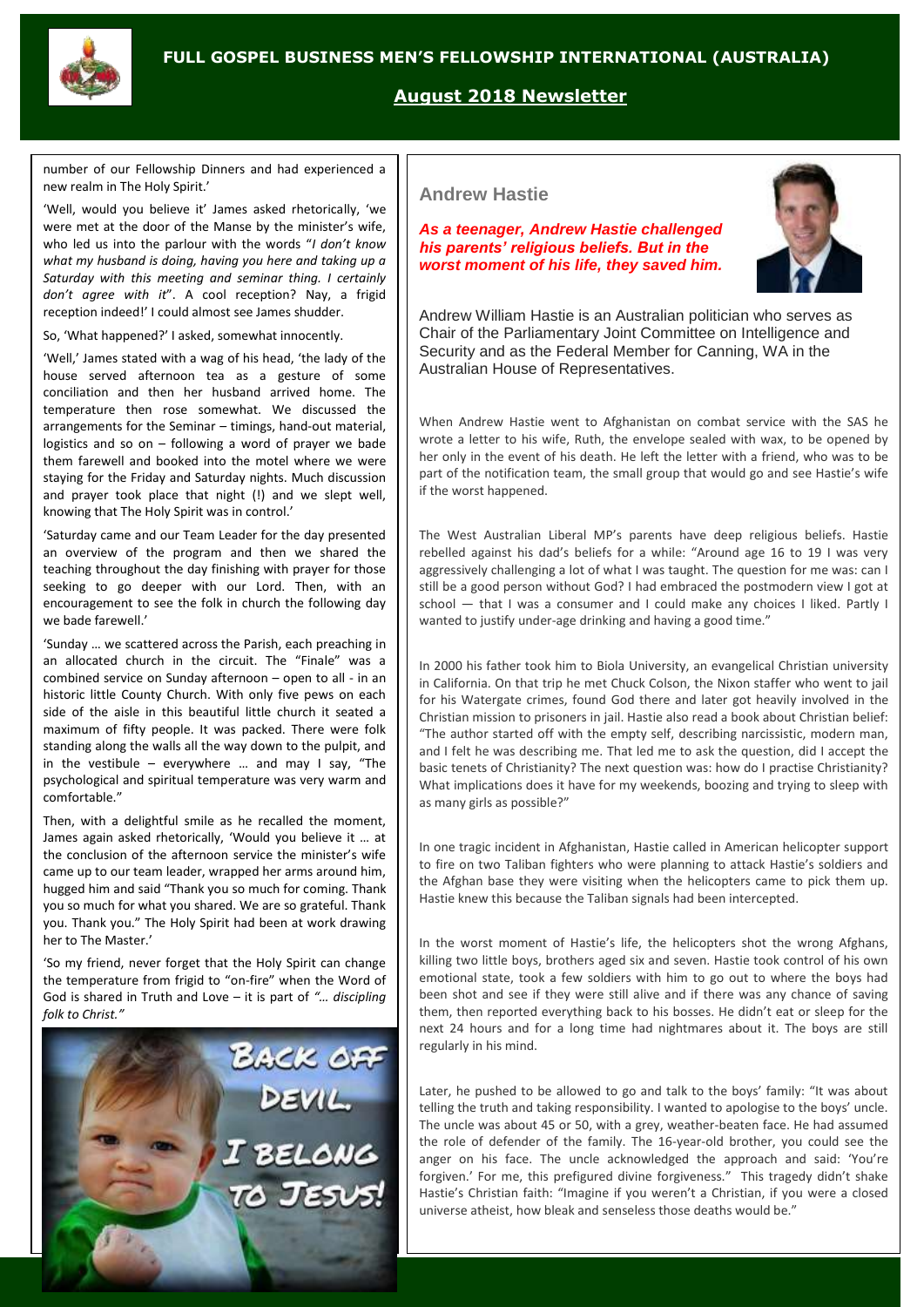number of our Fellowship Dinners and had experienced a new realm in The Holy Spirit.'

'Well, would you believe it' James asked rhetorically, 'we were met at the door of the Manse by the minister's wife, who led us into the parlour with the words "*I don't know what my husband is doing, having you here and taking up a Saturday with this meeting and seminar thing. I certainly don't agree with it*". A cool reception? Nay, a frigid reception indeed!' I could almost see James shudder.

So, 'What happened?' I asked, somewhat innocently.

'Well,' James stated with a wag of his head, 'the lady of the house served afternoon tea as a gesture of some conciliation and then her husband arrived home. The temperature then rose somewhat. We discussed the arrangements for the Seminar – timings, hand-out material, logistics and so on – following a word of prayer we bade them farewell and booked into the motel where we were staying for the Friday and Saturday nights. Much discussion and prayer took place that night (!) and we slept well, knowing that The Holy Spirit was in control.'

'Saturday came and our Team Leader for the day presented an overview of the program and then we shared the teaching throughout the day finishing with prayer for those seeking to go deeper with our Lord. Then, with an encouragement to see the folk in church the following day we bade farewell.'

'Sunday … we scattered across the Parish, each preaching in an allocated church in the circuit. The "Finale" was a combined service on Sunday afternoon – open to all - in an historic little County Church. With only five pews on each side of the aisle in this beautiful little church it seated a maximum of fifty people. It was packed. There were folk standing along the walls all the way down to the pulpit, and in the vestibule – everywhere … and may I say, "The psychological and spiritual temperature was very warm and comfortable."

Then, with a delightful smile as he recalled the moment, James again asked rhetorically, 'Would you believe it … at the conclusion of the afternoon service the minister's wife came up to our team leader, wrapped her arms around him, hugged him and said "Thank you so much for coming. Thank you so much for what you shared. We are so grateful. Thank you. Thank you." The Holy Spirit had been at work drawing her to The Master.'

'So my friend, never forget that the Holy Spirit can change the temperature from frigid to "on-fire" when the Word of God is shared in Truth and Love – it is part of *"… discipling folk to Christ."*

BACK OFF DEVIL. I BELONG TO JESUS!

## Andrew Hastie

***As a teenager, Andrew Hastie challenged his parents' religious beliefs. But in the worst moment of his life, they saved him.***

Andrew William Hastie is an Australian politician who serves as Chair of the Parliamentary Joint Committee on Intelligence and Security and as the Federal Member for Canning, WA in the Australian House of Representatives.

When Andrew Hastie went to Afghanistan on combat service with the SAS he wrote a letter to his wife, Ruth, the envelope sealed with wax, to be opened by her only in the event of his death. He left the letter with a friend, who was to be part of the notification team, the small group that would go and see Hastie's wife if the worst happened.

The West Australian Liberal MP's parents have deep religious beliefs. Hastie rebelled against his dad's beliefs for a while: "Around age 16 to 19 I was very aggressively challenging a lot of what I was taught. The question for me was: can I still be a good person without God? I had embraced the postmodern view I got at school — that I was a consumer and I could make any choices I liked. Partly I wanted to justify under-age drinking and having a good time."

In 2000 his father took him to Biola University, an evangelical Christian university in California. On that trip he met Chuck Colson, the Nixon staffer who went to jail for his Watergate crimes, found God there and later got heavily involved in the Christian mission to prisoners in jail. Hastie also read a book about Christian belief: "The author started off with the empty self, describing narcissistic, modern man, and I felt he was describing me. That led me to ask the question, did I accept the basic tenets of Christianity? The next question was: how do I practise Christianity? What implications does it have for my weekends, boozing and trying to sleep with as many girls as possible?"

In one tragic incident in Afghanistan, Hastie called in American helicopter support to fire on two Taliban fighters who were planning to attack Hastie's soldiers and the Afghan base they were visiting when the helicopters came to pick them up. Hastie knew this because the Taliban signals had been intercepted.

In the worst moment of Hastie's life, the helicopters shot the wrong Afghans, killing two little boys, brothers aged six and seven. Hastie took control of his own emotional state, took a few soldiers with him to go out to where the boys had been shot and see if they were still alive and if there was any chance of saving them, then reported everything back to his bosses. He didn't eat or sleep for the next 24 hours and for a long time had nightmares about it. The boys are still regularly in his mind.

Later, he pushed to be allowed to go and talk to the boys' family: "It was about telling the truth and taking responsibility. I wanted to apologise to the boys' uncle. The uncle was about 45 or 50, with a grey, weather-beaten face. He had assumed the role of defender of the family. The 16-year-old brother, you could see the anger on his face. The uncle acknowledged the approach and said: 'You're forgiven.' For me, this prefigured divine forgiveness." This tragedy didn't shake Hastie's Christian faith: "Imagine if you weren't a Christian, if you were a closed universe atheist, how bleak and senseless those deaths would be."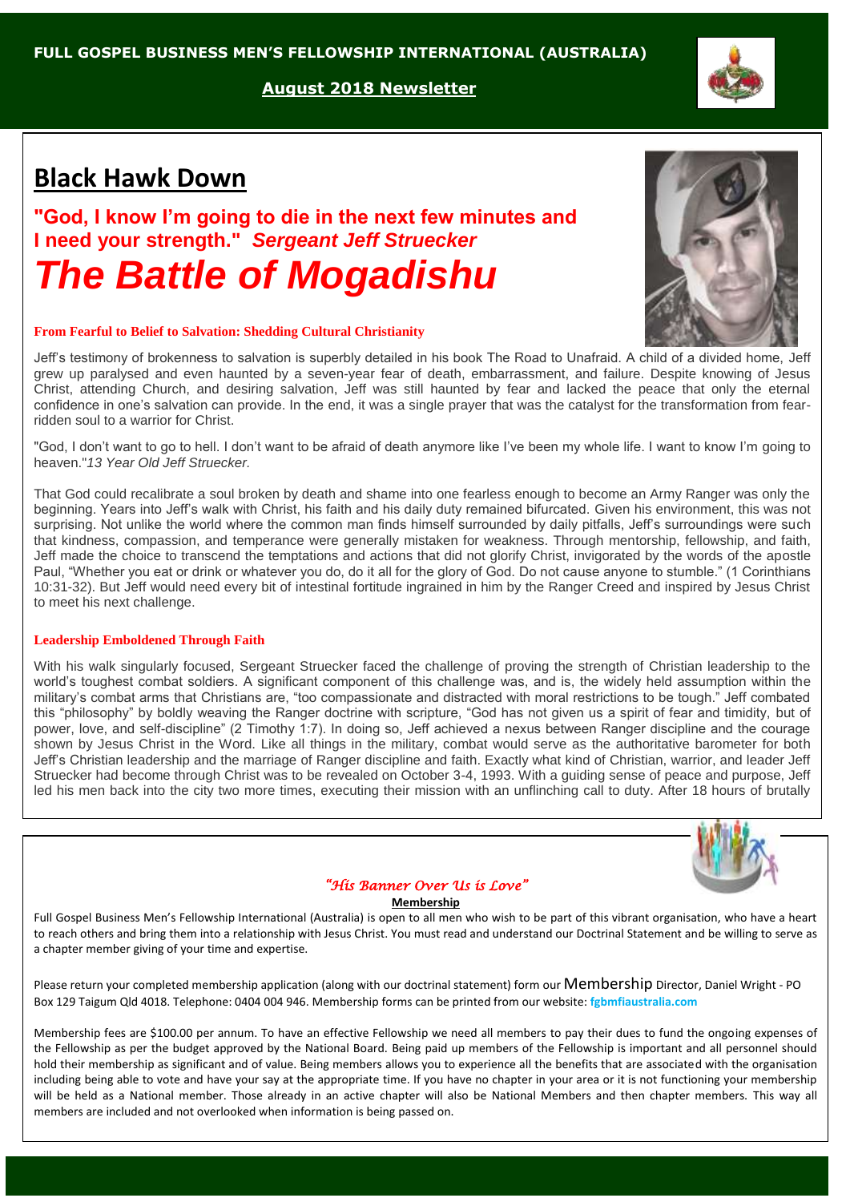**FULL GOSPEL BUSINESS MEN'S FELLOWSHIP INTERNATIONAL (AUSTRALIA)**

**August 2018 Newsletter**

# Black Hawk Down

## "God, I know I'm going to die in the next few minutes and I need your strength." *Sergeant Jeff Struecker*

# *The Battle of Mogadishu*

### From Fearful to Belief to Salvation: Shedding Cultural Christianity

Jeff's testimony of brokenness to salvation is superbly detailed in his book The Road to Unafraid. A child of a divided home, Jeff grew up paralysed and even haunted by a seven-year fear of death, embarrassment, and failure. Despite knowing of Jesus Christ, attending Church, and desiring salvation, Jeff was still haunted by fear and lacked the peace that only the eternal confidence in one's salvation can provide. In the end, it was a single prayer that was the catalyst for the transformation from fear-ridden soul to a warrior for Christ.

"God, I don't want to go to hell. I don't want to be afraid of death anymore like I've been my whole life. I want to know I'm going to heaven."*13 Year Old Jeff Struecker.*

That God could recalibrate a soul broken by death and shame into one fearless enough to become an Army Ranger was only the beginning. Years into Jeff's walk with Christ, his faith and his daily duty remained bifurcated. Given his environment, this was not surprising. Not unlike the world where the common man finds himself surrounded by daily pitfalls, Jeff's surroundings were such that kindness, compassion, and temperance were generally mistaken for weakness. Through mentorship, fellowship, and faith, Jeff made the choice to transcend the temptations and actions that did not glorify Christ, invigorated by the words of the apostle Paul, "Whether you eat or drink or whatever you do, do it all for the glory of God. Do not cause anyone to stumble." (1 Corinthians 10:31-32). But Jeff would need every bit of intestinal fortitude ingrained in him by the Ranger Creed and inspired by Jesus Christ to meet his next challenge.

### Leadership Emboldened Through Faith

With his walk singularly focused, Sergeant Struecker faced the challenge of proving the strength of Christian leadership to the world's toughest combat soldiers. A significant component of this challenge was, and is, the widely held assumption within the military's combat arms that Christians are, "too compassionate and distracted with moral restrictions to be tough." Jeff combated this "philosophy" by boldly weaving the Ranger doctrine with scripture, "God has not given us a spirit of fear and timidity, but of power, love, and self-discipline" (2 Timothy 1:7). In doing so, Jeff achieved a nexus between Ranger discipline and the courage shown by Jesus Christ in the Word. Like all things in the military, combat would serve as the authoritative barometer for both Jeff's Christian leadership and the marriage of Ranger discipline and faith. Exactly what kind of Christian, warrior, and leader Jeff Struecker had become through Christ was to be revealed on October 3-4, 1993. With a guiding sense of peace and purpose, Jeff led his men back into the city two more times, executing their mission with an unflinching call to duty. After 18 hours of brutally

---

*"His Banner Over Us is Love"*

**Membership**

Full Gospel Business Men's Fellowship International (Australia) is open to all men who wish to be part of this vibrant organisation, who have a heart to reach others and bring them into a relationship with Jesus Christ. You must read and understand our Doctrinal Statement and be willing to serve as a chapter member giving of your time and expertise.

Please return your completed membership application (along with our doctrinal statement) form our Membership Director, Daniel Wright - PO Box 129 Taigum Qld 4018. Telephone: 0404 004 946. Membership forms can be printed from our website: fgbmfiaustralia.com

Membership fees are $100.00 per annum. To have an effective Fellowship we need all members to pay their dues to fund the ongoing expenses of the Fellowship as per the budget approved by the National Board. Being paid up members of the Fellowship is important and all personnel should hold their membership as significant and of value. Being members allows you to experience all the benefits that are associated with the organisation including being able to vote and have your say at the appropriate time. If you have no chapter in your area or it is not functioning your membership will be held as a National member. Those already in an active chapter will also be National Members and then chapter members. This way all members are included and not overlooked when information is being passed on.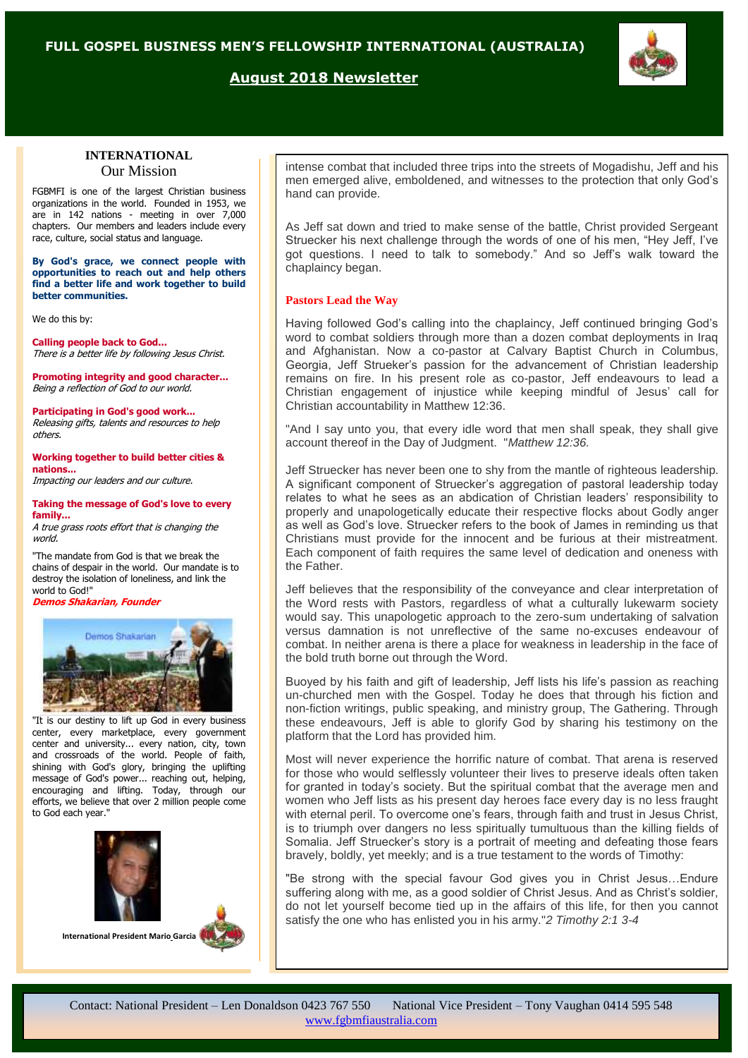**FULL GOSPEL BUSINESS MEN'S FELLOWSHIP INTERNATIONAL (AUSTRALIA)**

**August 2018 Newsletter**

## INTERNATIONAL
### Our Mission

FGBMFI is one of the largest Christian business organizations in the world. Founded in 1953, we are in 142 nations - meeting in over 7,000 chapters. Our members and leaders include every race, culture, social status and language.

**By God's grace, we connect people with opportunities to reach out and help others find a better life and work together to build better communities.**

We do this by:

**Calling people back to God...**
*There is a better life by following Jesus Christ.*

**Promoting integrity and good character...**
*Being a reflection of God to our world.*

**Participating in God's good work...**
*Releasing gifts, talents and resources to help others.*

**Working together to build better cities & nations...**
*Impacting our leaders and our culture.*

**Taking the message of God's love to every family...**
*A true grass roots effort that is changing the world.*

"The mandate from God is that we break the chains of despair in the world. Our mandate is to destroy the isolation of loneliness, and link the world to God!"
***Demos Shakarian, Founder***

Demos Shakarian

"It is our destiny to lift up God in every business center, every marketplace, every government center and university... every nation, city, town and crossroads of the world. People of faith, shining with God's glory, bringing the uplifting message of God's power... reaching out, helping, encouraging and lifting. Today, through our efforts, we believe that over 2 million people come to God each year."

**International President Mario Garcia**

intense combat that included three trips into the streets of Mogadishu, Jeff and his men emerged alive, emboldened, and witnesses to the protection that only God's hand can provide.

As Jeff sat down and tried to make sense of the battle, Christ provided Sergeant Struecker his next challenge through the words of one of his men, "Hey Jeff, I've got questions. I need to talk to somebody." And so Jeff's walk toward the chaplaincy began.

### Pastors Lead the Way

Having followed God's calling into the chaplaincy, Jeff continued bringing God's word to combat soldiers through more than a dozen combat deployments in Iraq and Afghanistan. Now a co-pastor at Calvary Baptist Church in Columbus, Georgia, Jeff Strueker's passion for the advancement of Christian leadership remains on fire. In his present role as co-pastor, Jeff endeavours to lead a Christian engagement of injustice while keeping mindful of Jesus' call for Christian accountability in Matthew 12:36.

"And I say unto you, that every idle word that men shall speak, they shall give account thereof in the Day of Judgment. "*Matthew 12:36.*

Jeff Struecker has never been one to shy from the mantle of righteous leadership. A significant component of Struecker's aggregation of pastoral leadership today relates to what he sees as an abdication of Christian leaders' responsibility to properly and unapologetically educate their respective flocks about Godly anger as well as God's love. Struecker refers to the book of James in reminding us that Christians must provide for the innocent and be furious at their mistreatment. Each component of faith requires the same level of dedication and oneness with the Father.

Jeff believes that the responsibility of the conveyance and clear interpretation of the Word rests with Pastors, regardless of what a culturally lukewarm society would say. This unapologetic approach to the zero-sum undertaking of salvation versus damnation is not unreflective of the same no-excuses endeavour of combat. In neither arena is there a place for weakness in leadership in the face of the bold truth borne out through the Word.

Buoyed by his faith and gift of leadership, Jeff lists his life's passion as reaching un-churched men with the Gospel. Today he does that through his fiction and non-fiction writings, public speaking, and ministry group, The Gathering. Through these endeavours, Jeff is able to glorify God by sharing his testimony on the platform that the Lord has provided him.

Most will never experience the horrific nature of combat. That arena is reserved for those who will selflessly volunteer their lives to preserve ideals often taken for granted in today's society. But the spiritual combat that the average men and women who Jeff lists as his present day heroes face every day is no less fraught with eternal peril. To overcome one's fears, through faith and trust in Jesus Christ, is to triumph over dangers no less spiritually tumultuous than the killing fields of Somalia. Jeff Struecker's story is a portrait of meeting and defeating those fears bravely, boldly, yet meekly; and is a true testament to the words of Timothy:

"Be strong with the special favour God gives you in Christ Jesus…Endure suffering along with me, as a good soldier of Christ Jesus. And as Christ's soldier, do not let yourself become tied up in the affairs of this life, for then you cannot satisfy the one who has enlisted you in his army."*2 Timothy 2:1 3-4*

Contact: National President – Len Donaldson 0423 767 550 National Vice President – Tony Vaughan 0414 595 548
www.fgbmfiaustralia.com